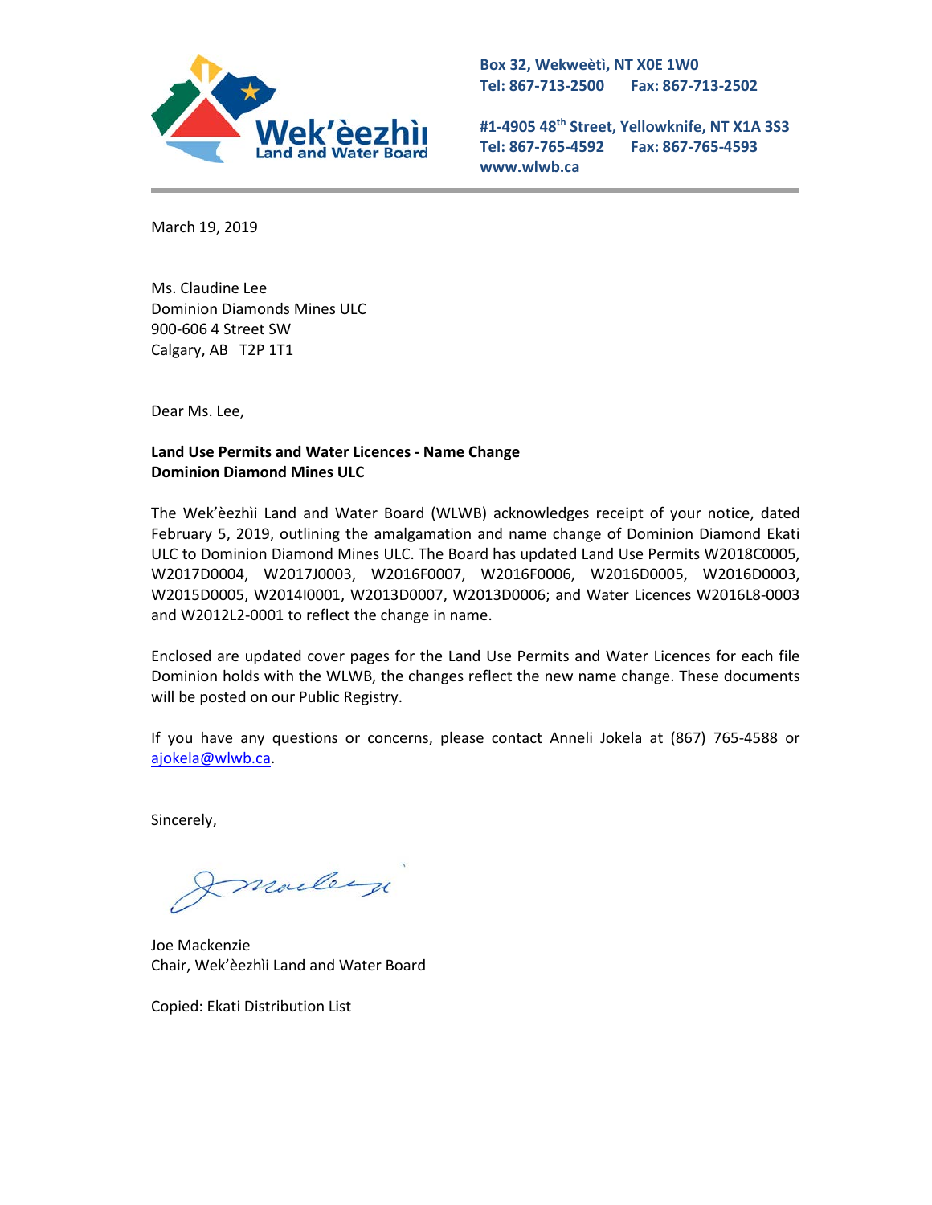Wek'èezhìi Land and Water Board

**Box 32, Wekweètì, NT X0E 1W0**
**Tel: 867-713-2500 Fax: 867-713-2502**

**#1-4905 48th Street, Yellowknife, NT X1A 3S3**
**Tel: 867-765-4592 Fax: 867-765-4593**
**www.wlwb.ca**

March 19, 2019

Ms. Claudine Lee
Dominion Diamonds Mines ULC
900-606 4 Street SW
Calgary, AB T2P 1T1

Dear Ms. Lee,

**Land Use Permits and Water Licences - Name Change**
**Dominion Diamond Mines ULC**

The Wek'èezhìi Land and Water Board (WLWB) acknowledges receipt of your notice, dated February 5, 2019, outlining the amalgamation and name change of Dominion Diamond Ekati ULC to Dominion Diamond Mines ULC. The Board has updated Land Use Permits W2018C0005, W2017D0004, W2017J0003, W2016F0007, W2016F0006, W2016D0005, W2016D0003, W2015D0005, W2014I0001, W2013D0007, W2013D0006; and Water Licences W2016L8-0003 and W2012L2-0001 to reflect the change in name.

Enclosed are updated cover pages for the Land Use Permits and Water Licences for each file Dominion holds with the WLWB, the changes reflect the new name change. These documents will be posted on our Public Registry.

If you have any questions or concerns, please contact Anneli Jokela at (867) 765-4588 or ajokela@wlwb.ca.

Sincerely,

Joe Mackenzie
Chair, Wek'èezhìi Land and Water Board

Copied: Ekati Distribution List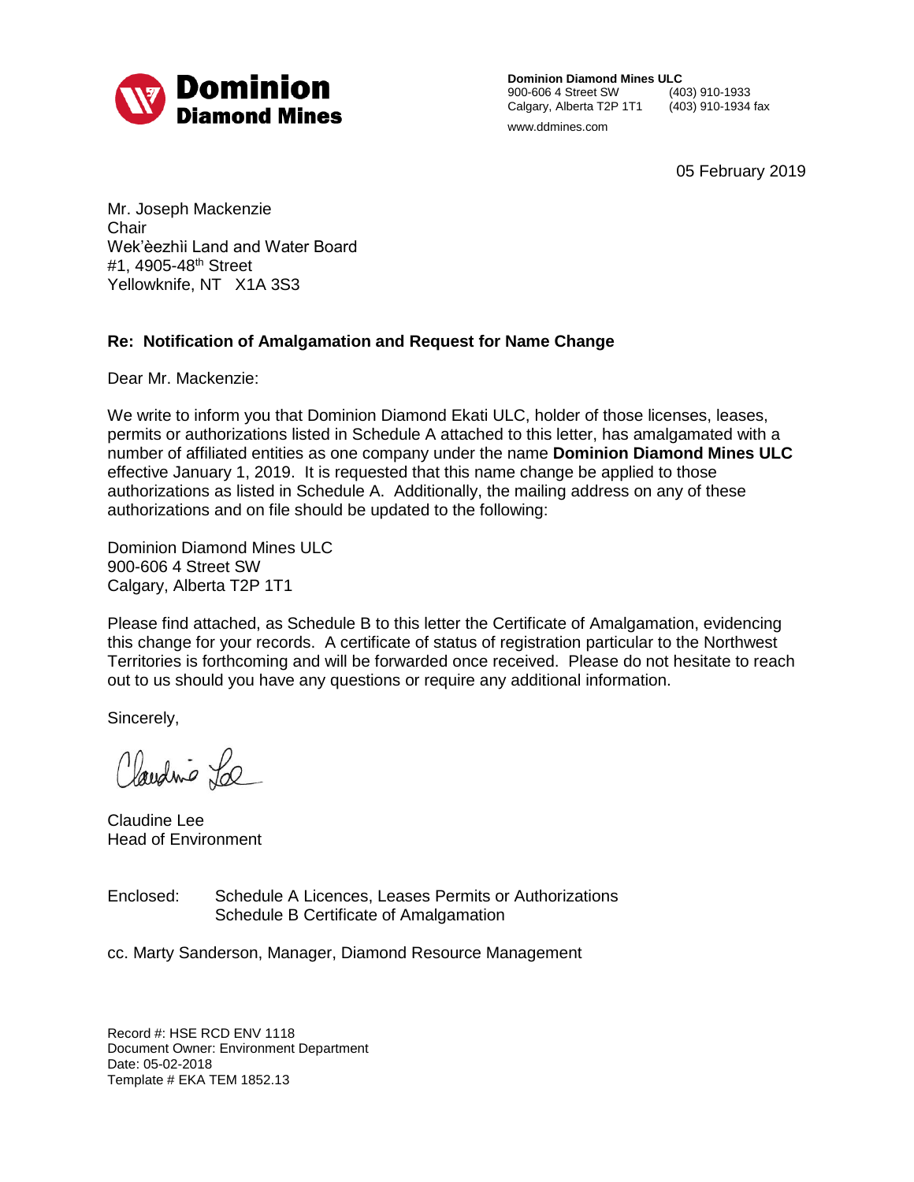**Dominion Diamond Mines**

**Dominion Diamond Mines ULC**
900-606 4 Street SW
Calgary, Alberta T2P 1T1
(403) 910-1933
(403) 910-1934 fax
www.ddmines.com

05 February 2019

Mr. Joseph Mackenzie
Chair
Wek'èezhìi Land and Water Board
#1, 4905-48th Street
Yellowknife, NT X1A 3S3

**Re: Notification of Amalgamation and Request for Name Change**

Dear Mr. Mackenzie:

We write to inform you that Dominion Diamond Ekati ULC, holder of those licenses, leases, permits or authorizations listed in Schedule A attached to this letter, has amalgamated with a number of affiliated entities as one company under the name **Dominion Diamond Mines ULC** effective January 1, 2019. It is requested that this name change be applied to those authorizations as listed in Schedule A. Additionally, the mailing address on any of these authorizations and on file should be updated to the following:

Dominion Diamond Mines ULC
900-606 4 Street SW
Calgary, Alberta T2P 1T1

Please find attached, as Schedule B to this letter the Certificate of Amalgamation, evidencing this change for your records. A certificate of status of registration particular to the Northwest Territories is forthcoming and will be forwarded once received. Please do not hesitate to reach out to us should you have any questions or require any additional information.

Sincerely,

Claudine Lee

Claudine Lee
Head of Environment

Enclosed: Schedule A Licences, Leases Permits or Authorizations
Schedule B Certificate of Amalgamation

cc. Marty Sanderson, Manager, Diamond Resource Management

Record #: HSE RCD ENV 1118
Document Owner: Environment Department
Date: 05-02-2018
Template # EKA TEM 1852.13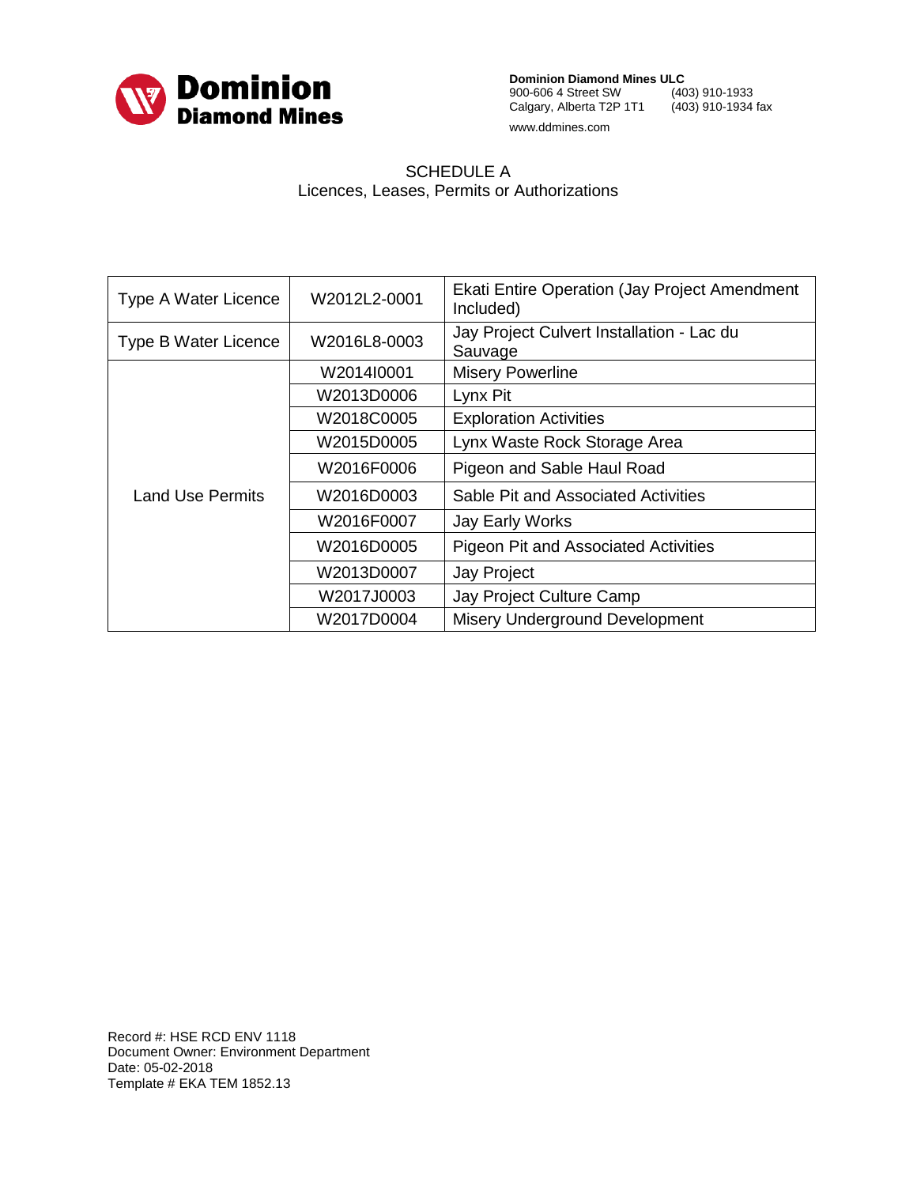**Dominion Diamond Mines ULC**
900-606 4 Street SW (403) 910-1933
Calgary, Alberta T2P 1T1 (403) 910-1934 fax
www.ddmines.com

SCHEDULE A
Licences, Leases, Permits or Authorizations

| | | |
|---|---|---|
| Type A Water Licence | W2012L2-0001 | Ekati Entire Operation (Jay Project Amendment Included) |
| Type B Water Licence | W2016L8-0003 | Jay Project Culvert Installation - Lac du Sauvage |
| Land Use Permits | W2014I0001 | Misery Powerline |
| | W2013D0006 | Lynx Pit |
| | W2018C0005 | Exploration Activities |
| | W2015D0005 | Lynx Waste Rock Storage Area |
| | W2016F0006 | Pigeon and Sable Haul Road |
| | W2016D0003 | Sable Pit and Associated Activities |
| | W2016F0007 | Jay Early Works |
| | W2016D0005 | Pigeon Pit and Associated Activities |
| | W2013D0007 | Jay Project |
| | W2017J0003 | Jay Project Culture Camp |
| | W2017D0004 | Misery Underground Development |

Record #: HSE RCD ENV 1118
Document Owner: Environment Department
Date: 05-02-2018
Template # EKA TEM 1852.13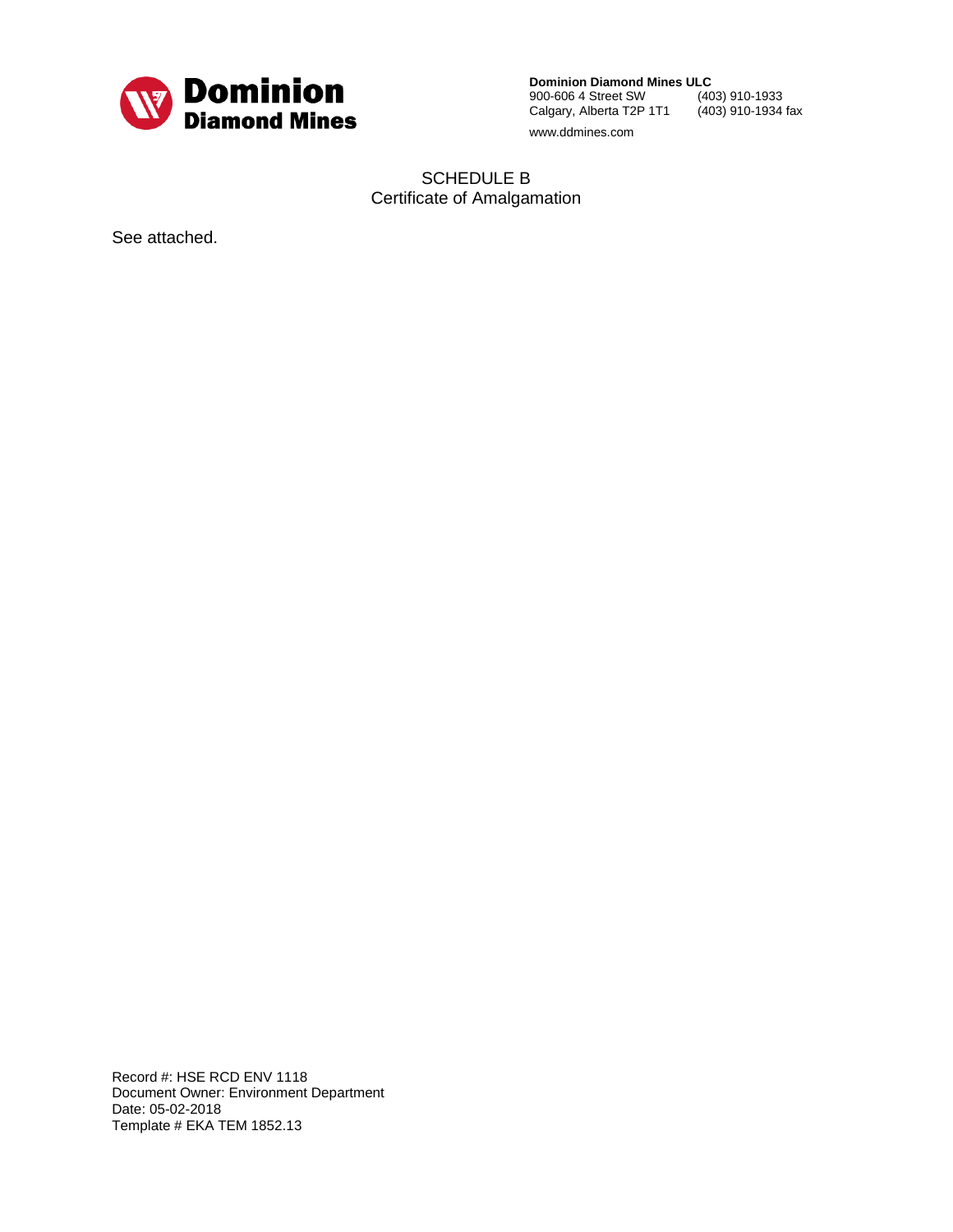**Dominion Diamond Mines ULC**
900-606 4 Street SW (403) 910-1933
Calgary, Alberta T2P 1T1 (403) 910-1934 fax
www.ddmines.com

## SCHEDULE B
## Certificate of Amalgamation

See attached.

Record #: HSE RCD ENV 1118
Document Owner: Environment Department
Date: 05-02-2018
Template # EKA TEM 1852.13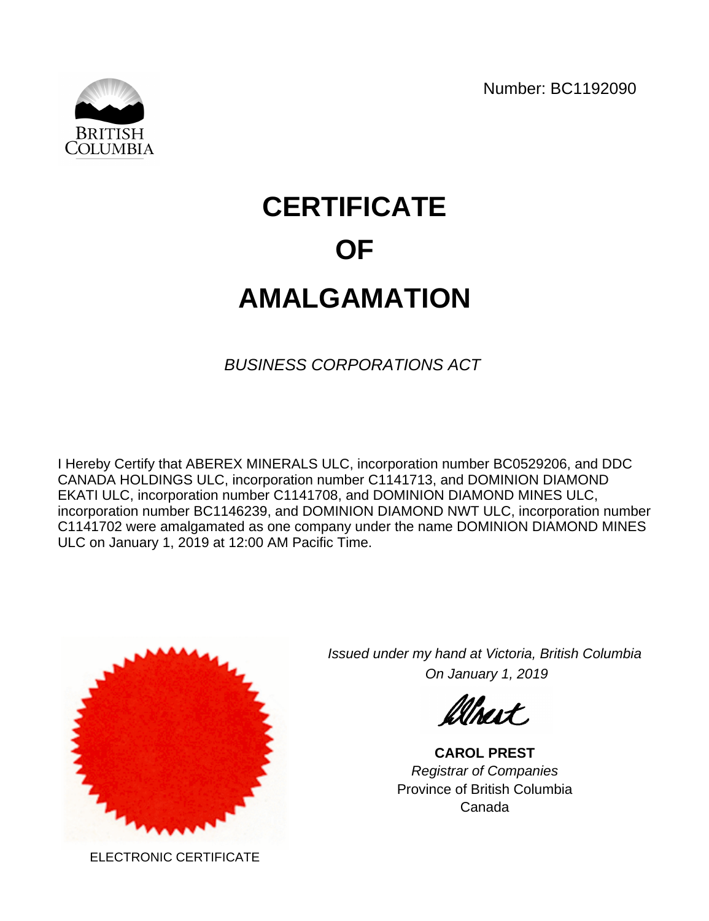BRITISH COLUMBIA

Number: BC1192090

# CERTIFICATE
# OF
# AMALGAMATION

*BUSINESS CORPORATIONS ACT*

I Hereby Certify that ABEREX MINERALS ULC, incorporation number BC0529206, and DDC CANADA HOLDINGS ULC, incorporation number C1141713, and DOMINION DIAMOND EKATI ULC, incorporation number C1141708, and DOMINION DIAMOND MINES ULC, incorporation number BC1146239, and DOMINION DIAMOND NWT ULC, incorporation number C1141702 were amalgamated as one company under the name DOMINION DIAMOND MINES ULC on January 1, 2019 at 12:00 AM Pacific Time.

*Issued under my hand at Victoria, British Columbia*
*On January 1, 2019*

**CAROL PREST**
*Registrar of Companies*
Province of British Columbia
Canada

ELECTRONIC CERTIFICATE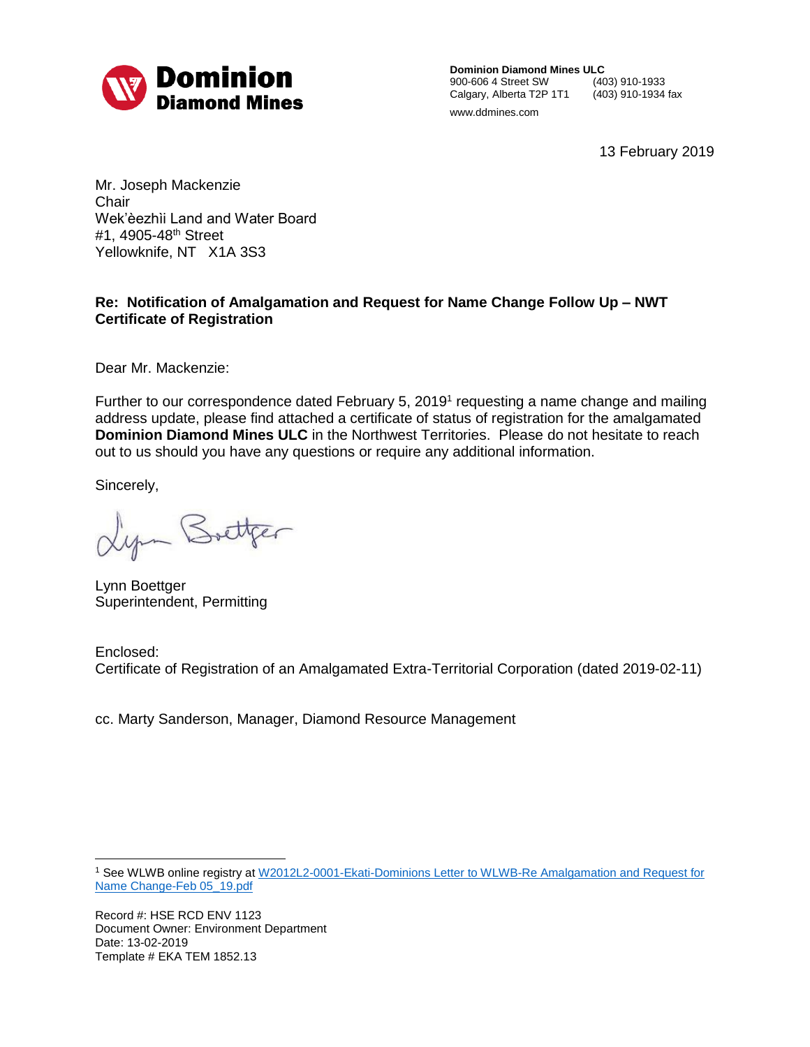**Dominion Diamond Mines**

**Dominion Diamond Mines ULC**
900-606 4 Street SW (403) 910-1933
Calgary, Alberta T2P 1T1 (403) 910-1934 fax
www.ddmines.com

13 February 2019

Mr. Joseph Mackenzie
Chair
Wek'èezhìi Land and Water Board
#1, 4905-48th Street
Yellowknife, NT X1A 3S3

**Re: Notification of Amalgamation and Request for Name Change Follow Up – NWT Certificate of Registration**

Dear Mr. Mackenzie:

Further to our correspondence dated February 5, 2019[1] requesting a name change and mailing address update, please find attached a certificate of status of registration for the amalgamated **Dominion Diamond Mines ULC** in the Northwest Territories. Please do not hesitate to reach out to us should you have any questions or require any additional information.

Sincerely,

Lynn Boettger
Superintendent, Permitting

Enclosed:
Certificate of Registration of an Amalgamated Extra-Territorial Corporation (dated 2019-02-11)

cc. Marty Sanderson, Manager, Diamond Resource Management

[1] See WLWB online registry at W2012L2-0001-Ekati-Dominions Letter to WLWB-Re Amalgamation and Request for Name Change-Feb 05_19.pdf

Record #: HSE RCD ENV 1123
Document Owner: Environment Department
Date: 13-02-2019
Template # EKA TEM 1852.13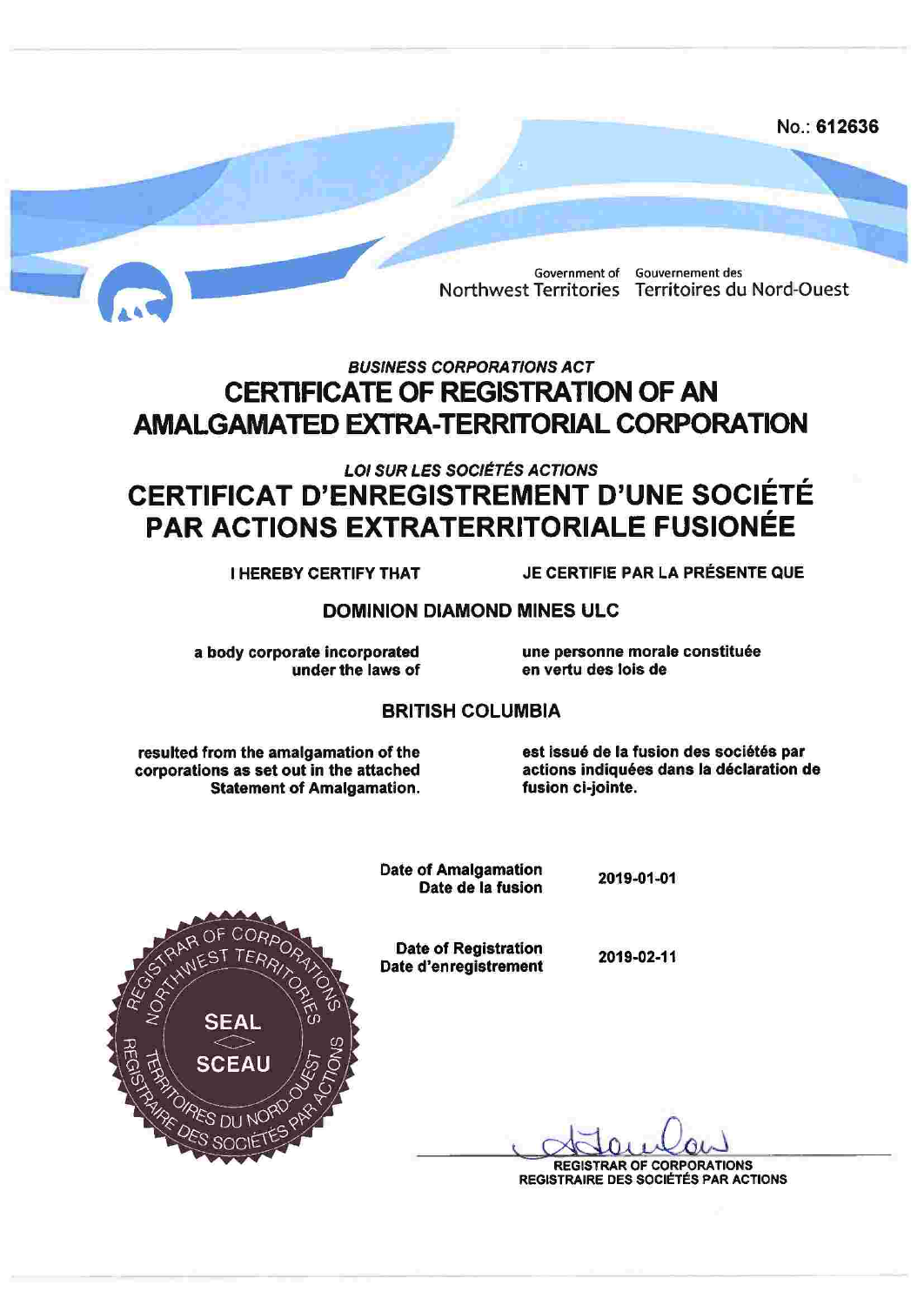No.: **612636**

Government of Northwest Territories    Gouvernement des Territoires du Nord-Ouest

***BUSINESS CORPORATIONS ACT***

# CERTIFICATE OF REGISTRATION OF AN AMALGAMATED EXTRA-TERRITORIAL CORPORATION

***LOI SUR LES SOCIÉTÉS ACTIONS***

# CERTIFICAT D'ENREGISTREMENT D'UNE SOCIÉTÉ PAR ACTIONS EXTRATERRITORIALE FUSIONÉE

**I HEREBY CERTIFY THAT**    **JE CERTIFIE PAR LA PRÉSENTE QUE**

**DOMINION DIAMOND MINES ULC**

**a body corporate incorporated under the laws of**    **une personne morale constituée en vertu des lois de**

**BRITISH COLUMBIA**

**resulted from the amalgamation of the corporations as set out in the attached Statement of Amalgamation.**    **est issué de la fusion des sociétés par actions indiquées dans la déclaration de fusion ci-jointe.**

| | |
|---|---|
| **Date of Amalgamation** / **Date de la fusion** | **2019-01-01** |
| **Date of Registration** / **Date d'enregistrement** | **2019-02-11** |

REGISTRAR OF CORPORATIONS NORTHWEST TERRITORIES — SEAL / SCEAU — REGISTRAIRE DES SOCIÉTÉS PAR ACTIONS TERRITOIRES DU NORD-OUEST

**REGISTRAR OF CORPORATIONS**
**REGISTRAIRE DES SOCIÉTÉS PAR ACTIONS**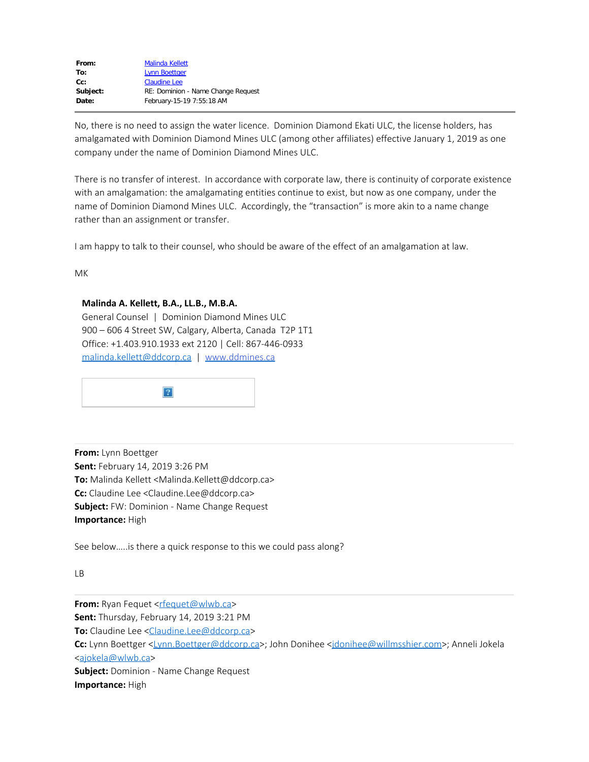**From:** Malinda Kellett
**To:** Lynn Boettger
**Cc:** Claudine Lee
**Subject:** RE: Dominion - Name Change Request
**Date:** February-15-19 7:55:18 AM

---

No, there is no need to assign the water licence. Dominion Diamond Ekati ULC, the license holders, has amalgamated with Dominion Diamond Mines ULC (among other affiliates) effective January 1, 2019 as one company under the name of Dominion Diamond Mines ULC.

There is no transfer of interest. In accordance with corporate law, there is continuity of corporate existence with an amalgamation: the amalgamating entities continue to exist, but now as one company, under the name of Dominion Diamond Mines ULC. Accordingly, the "transaction" is more akin to a name change rather than an assignment or transfer.

I am happy to talk to their counsel, who should be aware of the effect of an amalgamation at law.

MK

**Malinda A. Kellett, B.A., LL.B., M.B.A.**
General Counsel | Dominion Diamond Mines ULC
900 – 606 4 Street SW, Calgary, Alberta, Canada T2P 1T1
Office: +1.403.910.1933 ext 2120 | Cell: 867-446-0933
malinda.kellett@ddcorp.ca | www.ddmines.ca

---

**From:** Lynn Boettger
**Sent:** February 14, 2019 3:26 PM
**To:** Malinda Kellett <Malinda.Kellett@ddcorp.ca>
**Cc:** Claudine Lee <Claudine.Lee@ddcorp.ca>
**Subject:** FW: Dominion - Name Change Request
**Importance:** High

See below.....is there a quick response to this we could pass along?

LB

---

**From:** Ryan Fequet <rfequet@wlwb.ca>
**Sent:** Thursday, February 14, 2019 3:21 PM
**To:** Claudine Lee <Claudine.Lee@ddcorp.ca>
**Cc:** Lynn Boettger <Lynn.Boettger@ddcorp.ca>; John Donihee <jdonihee@willmsshier.com>; Anneli Jokela <ajokela@wlwb.ca>
**Subject:** Dominion - Name Change Request
**Importance:** High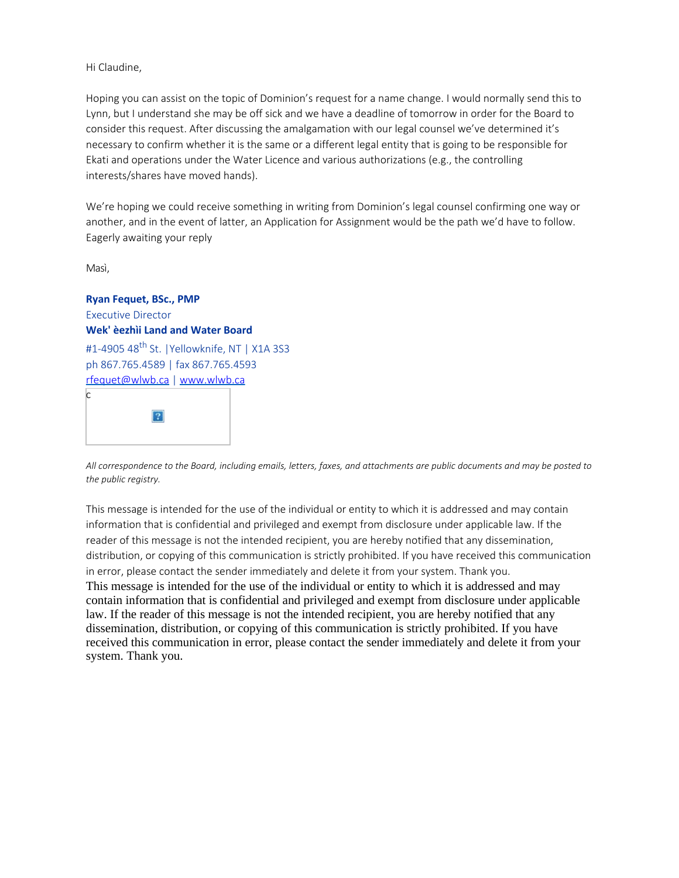Hi Claudine,

Hoping you can assist on the topic of Dominion's request for a name change. I would normally send this to Lynn, but I understand she may be off sick and we have a deadline of tomorrow in order for the Board to consider this request. After discussing the amalgamation with our legal counsel we've determined it's necessary to confirm whether it is the same or a different legal entity that is going to be responsible for Ekati and operations under the Water Licence and various authorizations (e.g., the controlling interests/shares have moved hands).

We're hoping we could receive something in writing from Dominion's legal counsel confirming one way or another, and in the event of latter, an Application for Assignment would be the path we'd have to follow. Eagerly awaiting your reply

Masì,

**Ryan Fequet, BSc., PMP**
Executive Director
**Wek' èezhìi Land and Water Board**
#1-4905 48th St. |Yellowknife, NT | X1A 3S3
ph 867.765.4589 | fax 867.765.4593
rfequet@wlwb.ca | www.wlwb.ca

c

*All correspondence to the Board, including emails, letters, faxes, and attachments are public documents and may be posted to the public registry.*

This message is intended for the use of the individual or entity to which it is addressed and may contain information that is confidential and privileged and exempt from disclosure under applicable law. If the reader of this message is not the intended recipient, you are hereby notified that any dissemination, distribution, or copying of this communication is strictly prohibited. If you have received this communication in error, please contact the sender immediately and delete it from your system. Thank you.

This message is intended for the use of the individual or entity to which it is addressed and may contain information that is confidential and privileged and exempt from disclosure under applicable law. If the reader of this message is not the intended recipient, you are hereby notified that any dissemination, distribution, or copying of this communication is strictly prohibited. If you have received this communication in error, please contact the sender immediately and delete it from your system. Thank you.